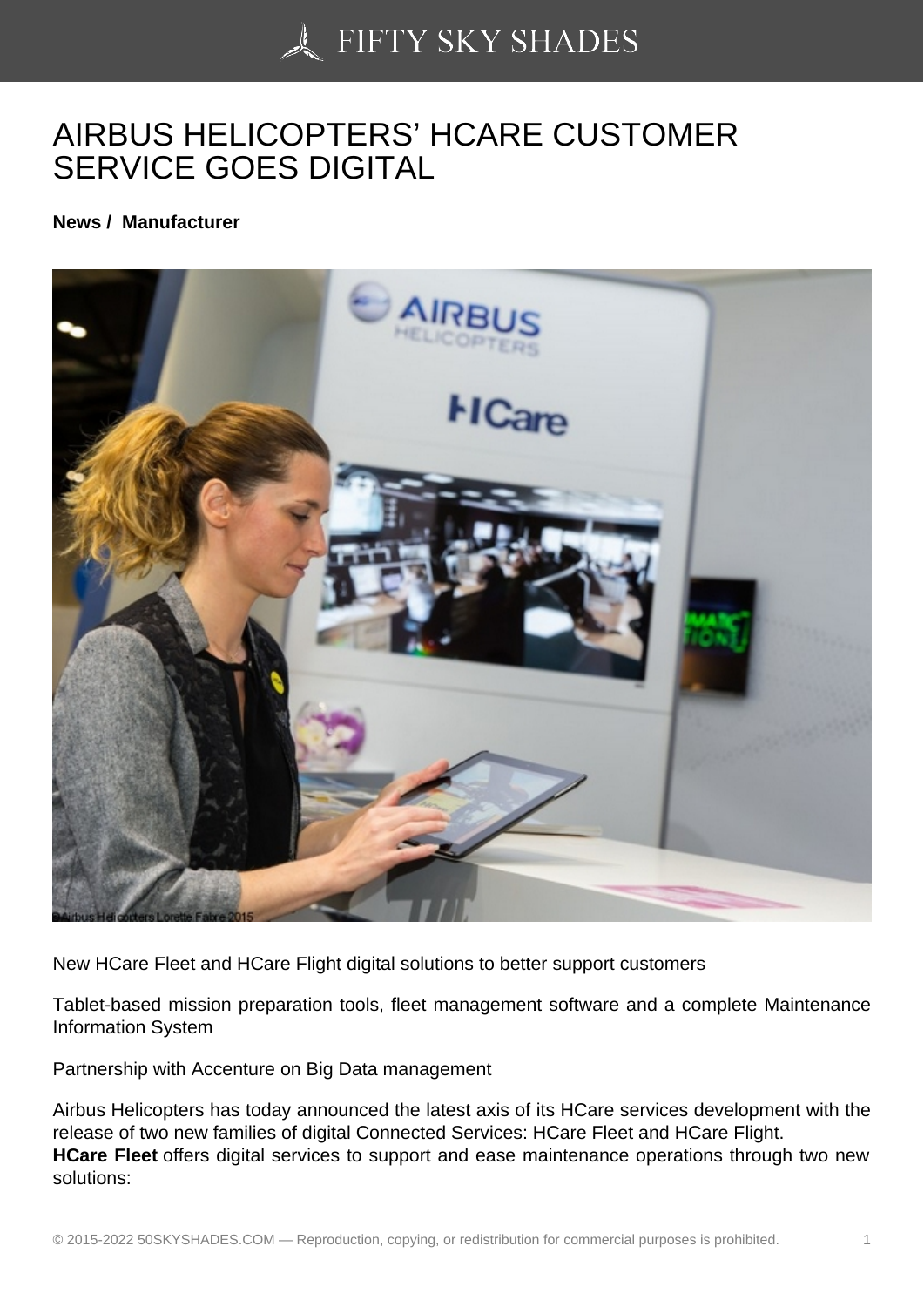# AIRBUS HELICOPTERS' HCARE CUSTOMER SERVICE GOES DIGITAL

**News / Manufacturer**

New HCare Fleet and HCare Flight digital solutions to better support customers

Tablet-based mission preparation tools, fleet management software and a complete Maintenance Information System

Partnership with Accenture on Big Data management

Airbus Helicopters has today announced the latest axis of its HCare services development with the release of two new families of digital Connected Services: HCare Fleet and HCare Flight.
**HCare Fleet** offers digital services to support and ease maintenance operations through two new solutions: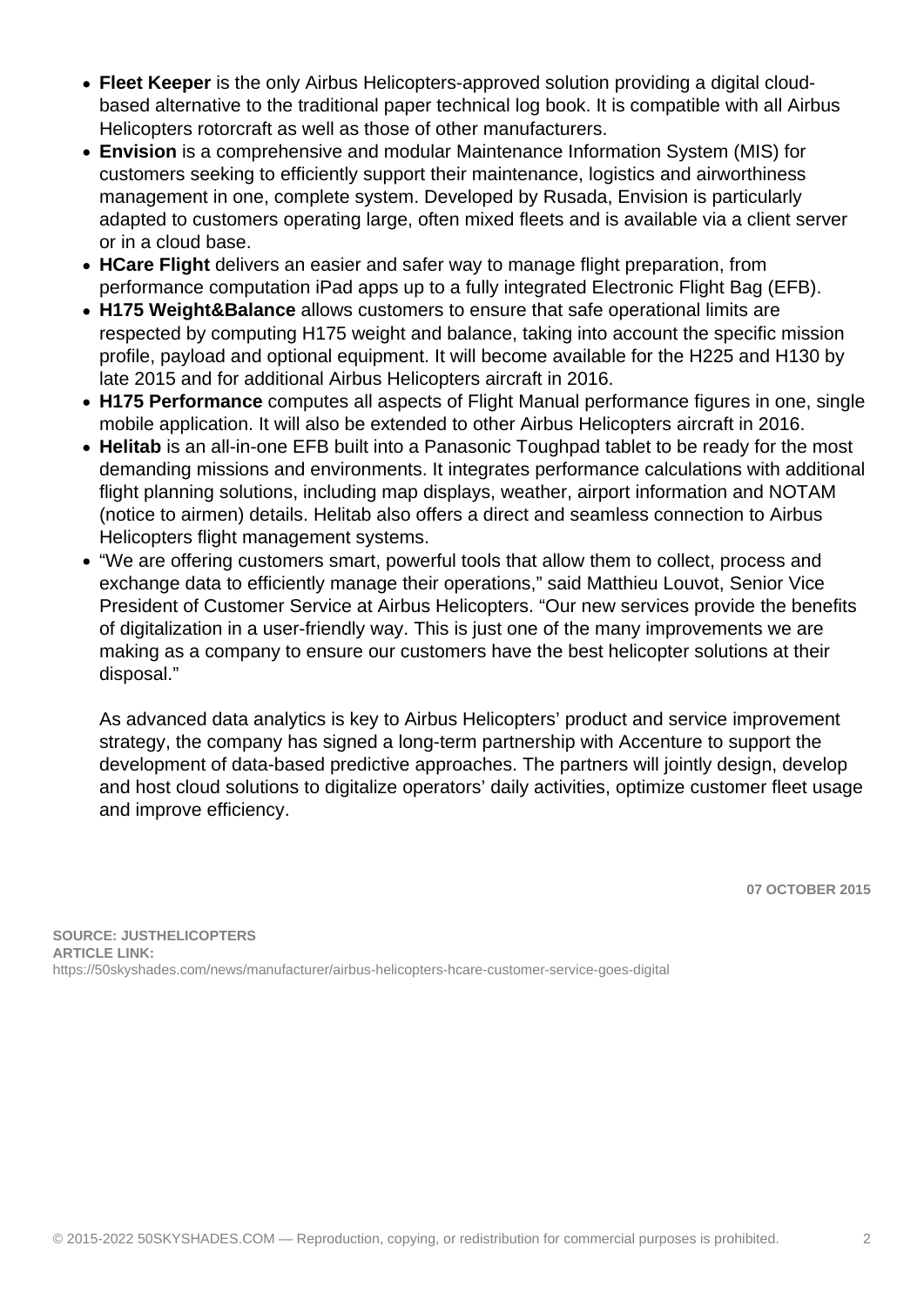- **Fleet Keeper** is the only Airbus Helicopters-approved solution providing a digital cloud-based alternative to the traditional paper technical log book. It is compatible with all Airbus Helicopters rotorcraft as well as those of other manufacturers.
- **Envision** is a comprehensive and modular Maintenance Information System (MIS) for customers seeking to efficiently support their maintenance, logistics and airworthiness management in one, complete system. Developed by Rusada, Envision is particularly adapted to customers operating large, often mixed fleets and is available via a client server or in a cloud base.
- **HCare Flight** delivers an easier and safer way to manage flight preparation, from performance computation iPad apps up to a fully integrated Electronic Flight Bag (EFB).
- **H175 Weight&Balance** allows customers to ensure that safe operational limits are respected by computing H175 weight and balance, taking into account the specific mission profile, payload and optional equipment. It will become available for the H225 and H130 by late 2015 and for additional Airbus Helicopters aircraft in 2016.
- **H175 Performance** computes all aspects of Flight Manual performance figures in one, single mobile application. It will also be extended to other Airbus Helicopters aircraft in 2016.
- **Helitab** is an all-in-one EFB built into a Panasonic Toughpad tablet to be ready for the most demanding missions and environments. It integrates performance calculations with additional flight planning solutions, including map displays, weather, airport information and NOTAM (notice to airmen) details. Helitab also offers a direct and seamless connection to Airbus Helicopters flight management systems.
- “We are offering customers smart, powerful tools that allow them to collect, process and exchange data to efficiently manage their operations,” said Matthieu Louvot, Senior Vice President of Customer Service at Airbus Helicopters. “Our new services provide the benefits of digitalization in a user-friendly way. This is just one of the many improvements we are making as a company to ensure our customers have the best helicopter solutions at their disposal.”

  As advanced data analytics is key to Airbus Helicopters’ product and service improvement strategy, the company has signed a long-term partnership with Accenture to support the development of data-based predictive approaches. The partners will jointly design, develop and host cloud solutions to digitalize operators’ daily activities, optimize customer fleet usage and improve efficiency.

**07 OCTOBER 2015**

**SOURCE: JUSTHELICOPTERS**
**ARTICLE LINK:**
https://50skyshades.com/news/manufacturer/airbus-helicopters-hcare-customer-service-goes-digital